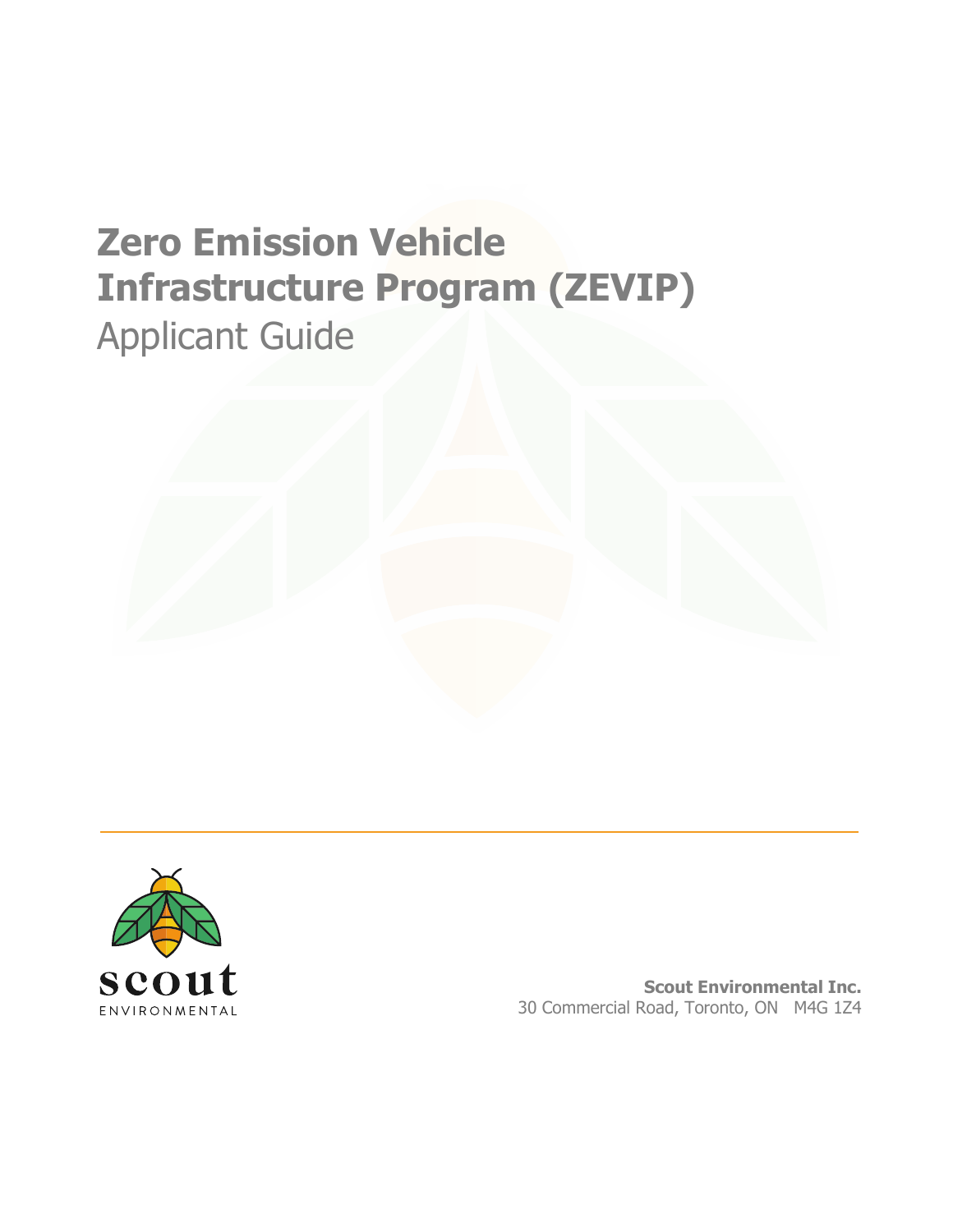# Zero Emission Vehicle Infrastructure Program (ZEVIP)

Applicant Guide

scout ENVIRONMENTAL

**Scout Environmental Inc.**
30 Commercial Road, Toronto, ON M4G 1Z4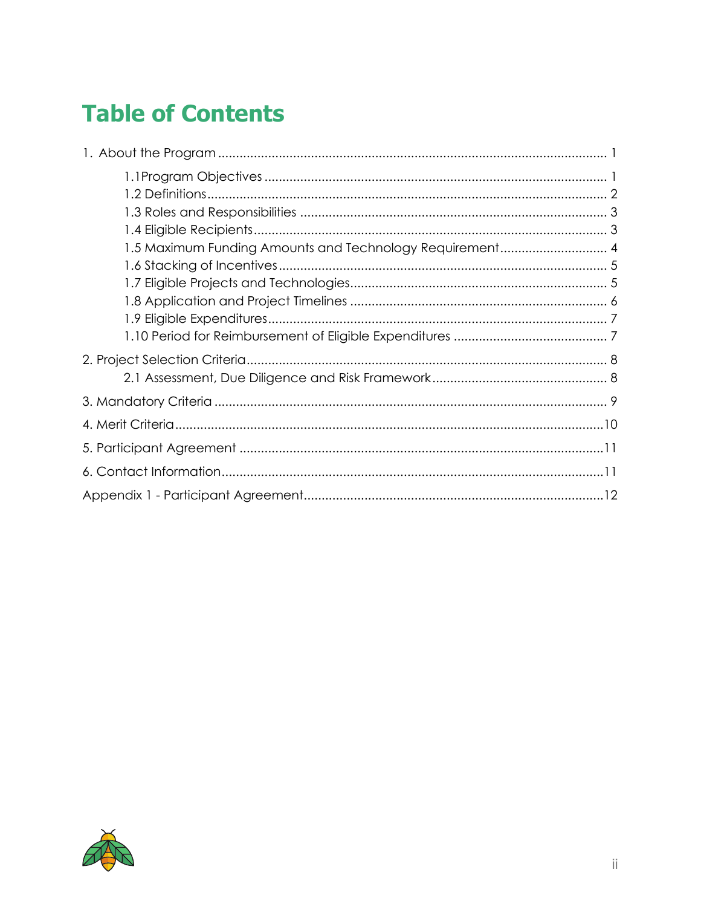# Table of Contents

1. About the Program ..... 1
   - 1.1Program Objectives ..... 1
   - 1.2 Definitions ..... 2
   - 1.3 Roles and Responsibilities ..... 3
   - 1.4 Eligible Recipients ..... 3
   - 1.5 Maximum Funding Amounts and Technology Requirement ..... 4
   - 1.6 Stacking of Incentives ..... 5
   - 1.7 Eligible Projects and Technologies ..... 5
   - 1.8 Application and Project Timelines ..... 6
   - 1.9 Eligible Expenditures ..... 7
   - 1.10 Period for Reimbursement of Eligible Expenditures ..... 7
2. Project Selection Criteria ..... 8
   - 2.1 Assessment, Due Diligence and Risk Framework ..... 8
3. Mandatory Criteria ..... 9
4. Merit Criteria ..... 10
5. Participant Agreement ..... 11
6. Contact Information ..... 11

Appendix 1 - Participant Agreement ..... 12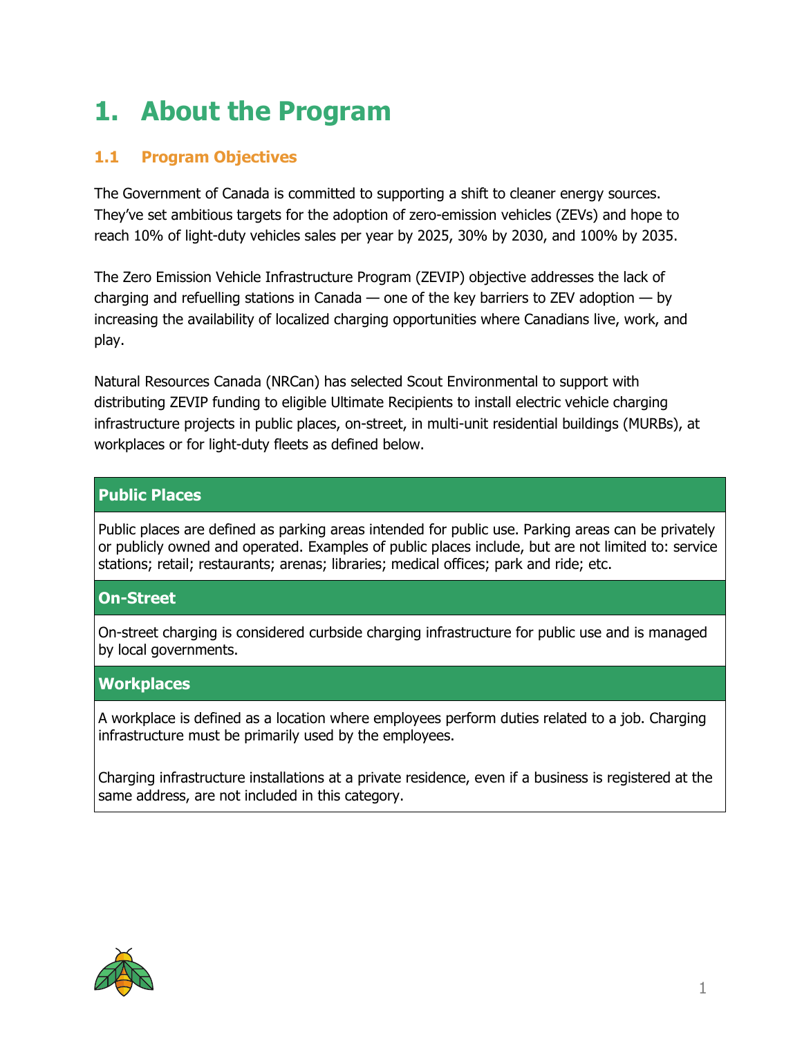# 1. About the Program

## 1.1 Program Objectives

The Government of Canada is committed to supporting a shift to cleaner energy sources. They've set ambitious targets for the adoption of zero-emission vehicles (ZEVs) and hope to reach 10% of light-duty vehicles sales per year by 2025, 30% by 2030, and 100% by 2035.

The Zero Emission Vehicle Infrastructure Program (ZEVIP) objective addresses the lack of charging and refuelling stations in Canada — one of the key barriers to ZEV adoption — by increasing the availability of localized charging opportunities where Canadians live, work, and play.

Natural Resources Canada (NRCan) has selected Scout Environmental to support with distributing ZEVIP funding to eligible Ultimate Recipients to install electric vehicle charging infrastructure projects in public places, on-street, in multi-unit residential buildings (MURBs), at workplaces or for light-duty fleets as defined below.

| **Public Places** |
|---|
| Public places are defined as parking areas intended for public use. Parking areas can be privately or publicly owned and operated. Examples of public places include, but are not limited to: service stations; retail; restaurants; arenas; libraries; medical offices; park and ride; etc. |
| **On-Street** |
| On-street charging is considered curbside charging infrastructure for public use and is managed by local governments. |
| **Workplaces** |
| A workplace is defined as a location where employees perform duties related to a job. Charging infrastructure must be primarily used by the employees.<br><br>Charging infrastructure installations at a private residence, even if a business is registered at the same address, are not included in this category. |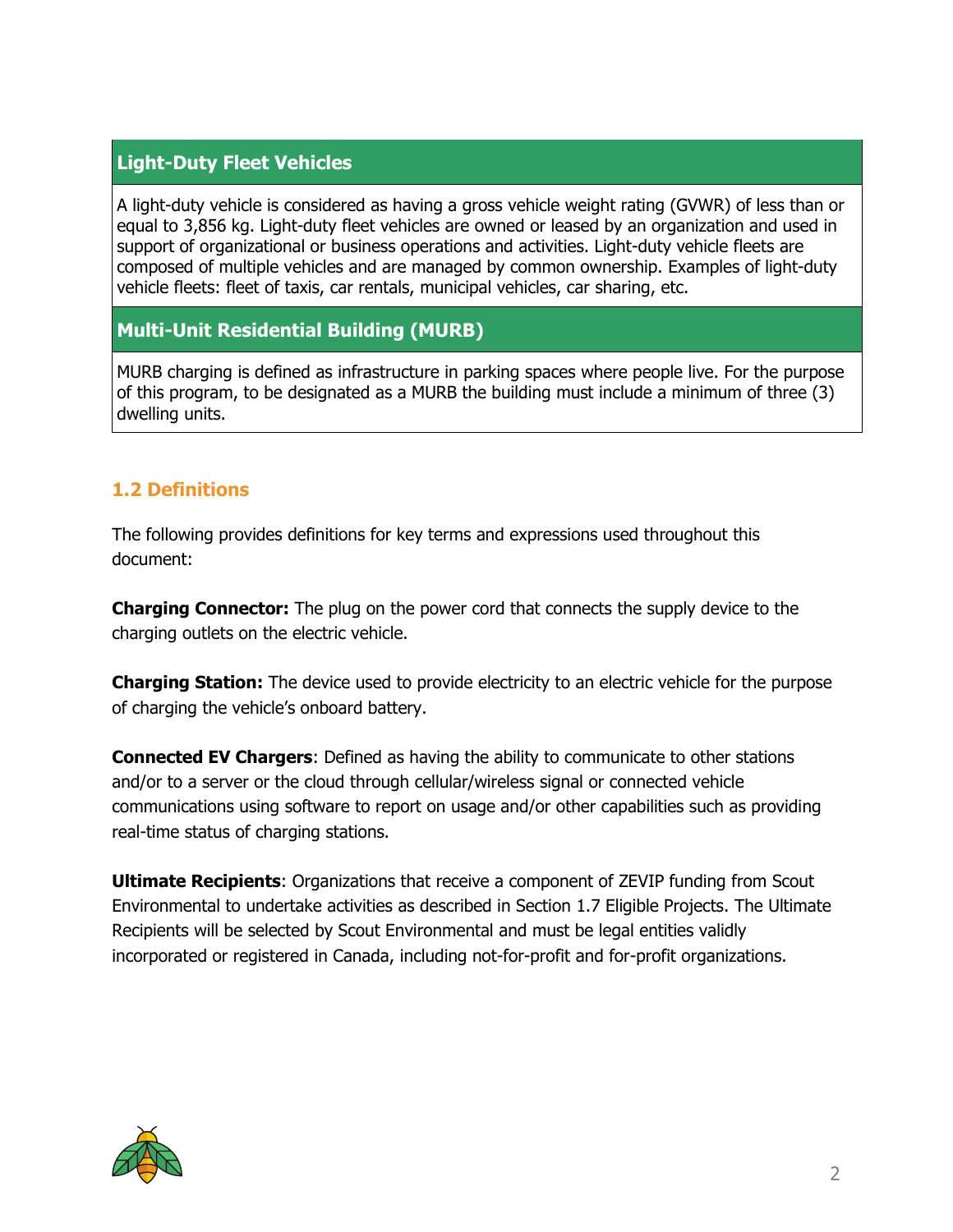| Light-Duty Fleet Vehicles |
| --- |
| A light-duty vehicle is considered as having a gross vehicle weight rating (GVWR) of less than or equal to 3,856 kg. Light-duty fleet vehicles are owned or leased by an organization and used in support of organizational or business operations and activities. Light-duty vehicle fleets are composed of multiple vehicles and are managed by common ownership. Examples of light-duty vehicle fleets: fleet of taxis, car rentals, municipal vehicles, car sharing, etc. |
| **Multi-Unit Residential Building (MURB)** |
| MURB charging is defined as infrastructure in parking spaces where people live. For the purpose of this program, to be designated as a MURB the building must include a minimum of three (3) dwelling units. |

## 1.2 Definitions

The following provides definitions for key terms and expressions used throughout this document:

**Charging Connector:** The plug on the power cord that connects the supply device to the charging outlets on the electric vehicle.

**Charging Station:** The device used to provide electricity to an electric vehicle for the purpose of charging the vehicle's onboard battery.

**Connected EV Chargers**: Defined as having the ability to communicate to other stations and/or to a server or the cloud through cellular/wireless signal or connected vehicle communications using software to report on usage and/or other capabilities such as providing real-time status of charging stations.

**Ultimate Recipients**: Organizations that receive a component of ZEVIP funding from Scout Environmental to undertake activities as described in Section 1.7 Eligible Projects. The Ultimate Recipients will be selected by Scout Environmental and must be legal entities validly incorporated or registered in Canada, including not-for-profit and for-profit organizations.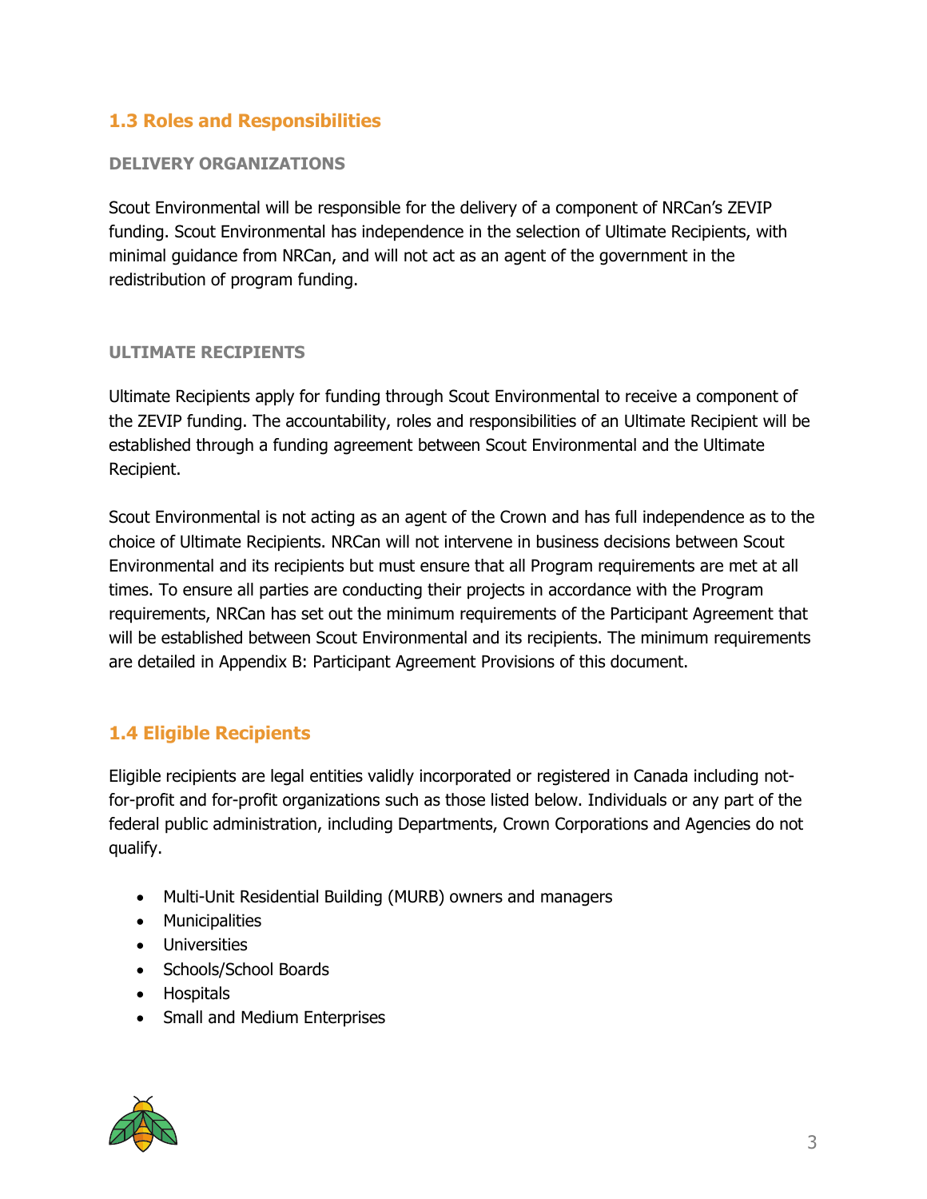## 1.3 Roles and Responsibilities

### DELIVERY ORGANIZATIONS

Scout Environmental will be responsible for the delivery of a component of NRCan's ZEVIP funding. Scout Environmental has independence in the selection of Ultimate Recipients, with minimal guidance from NRCan, and will not act as an agent of the government in the redistribution of program funding.

### ULTIMATE RECIPIENTS

Ultimate Recipients apply for funding through Scout Environmental to receive a component of the ZEVIP funding. The accountability, roles and responsibilities of an Ultimate Recipient will be established through a funding agreement between Scout Environmental and the Ultimate Recipient.

Scout Environmental is not acting as an agent of the Crown and has full independence as to the choice of Ultimate Recipients. NRCan will not intervene in business decisions between Scout Environmental and its recipients but must ensure that all Program requirements are met at all times. To ensure all parties are conducting their projects in accordance with the Program requirements, NRCan has set out the minimum requirements of the Participant Agreement that will be established between Scout Environmental and its recipients. The minimum requirements are detailed in Appendix B: Participant Agreement Provisions of this document.

## 1.4 Eligible Recipients

Eligible recipients are legal entities validly incorporated or registered in Canada including not-for-profit and for-profit organizations such as those listed below. Individuals or any part of the federal public administration, including Departments, Crown Corporations and Agencies do not qualify.

- Multi-Unit Residential Building (MURB) owners and managers
- Municipalities
- Universities
- Schools/School Boards
- Hospitals
- Small and Medium Enterprises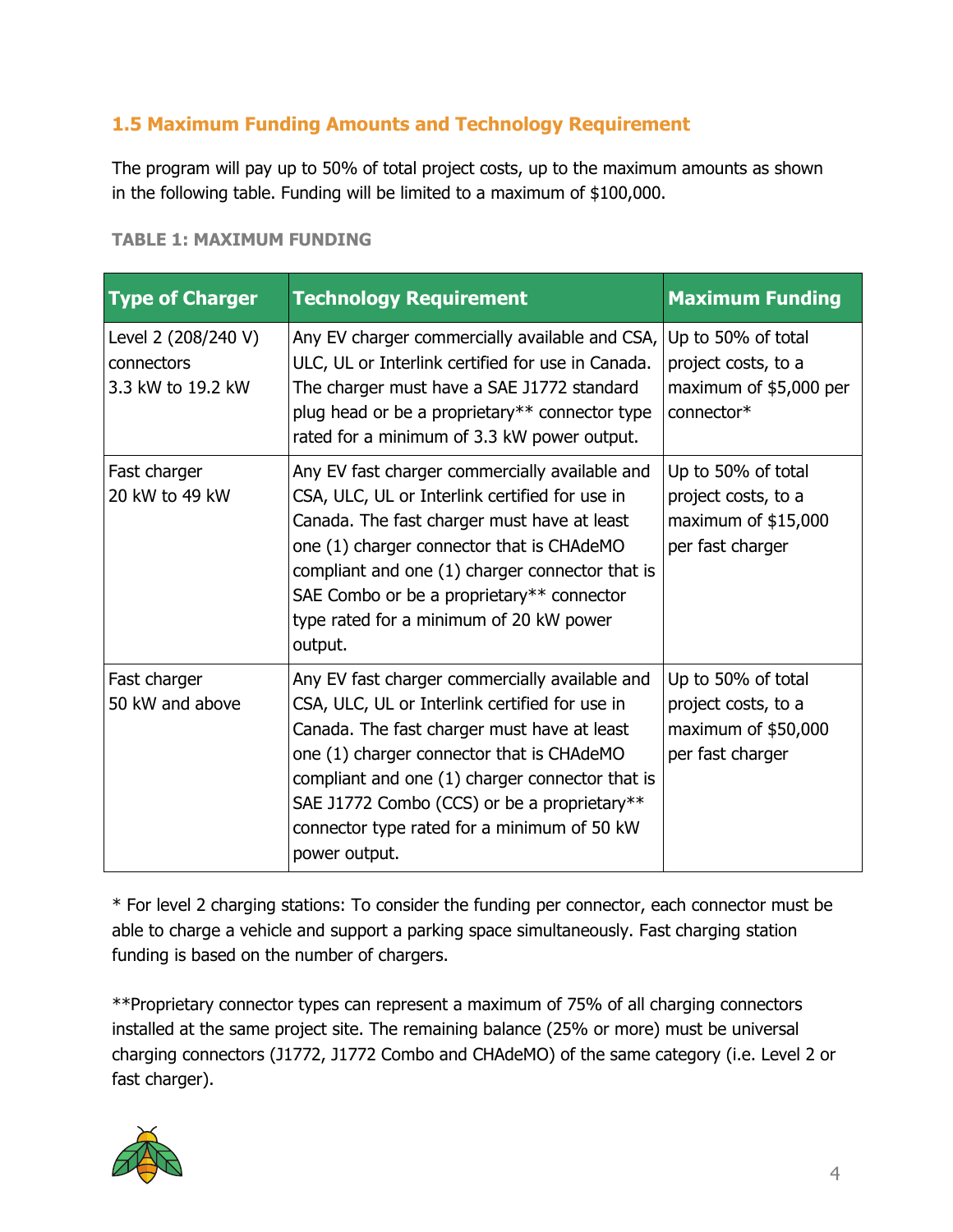### 1.5 Maximum Funding Amounts and Technology Requirement

The program will pay up to 50% of total project costs, up to the maximum amounts as shown in the following table. Funding will be limited to a maximum of $100,000.

**TABLE 1: MAXIMUM FUNDING**

| Type of Charger | Technology Requirement | Maximum Funding |
| --- | --- | --- |
| Level 2 (208/240 V) connectors 3.3 kW to 19.2 kW | Any EV charger commercially available and CSA, ULC, UL or Interlink certified for use in Canada. The charger must have a SAE J1772 standard plug head or be a proprietary** connector type rated for a minimum of 3.3 kW power output. | Up to 50% of total project costs, to a maximum of $5,000 per connector* |
| Fast charger 20 kW to 49 kW | Any EV fast charger commercially available and CSA, ULC, UL or Interlink certified for use in Canada. The fast charger must have at least one (1) charger connector that is CHAdeMO compliant and one (1) charger connector that is SAE Combo or be a proprietary** connector type rated for a minimum of 20 kW power output. | Up to 50% of total project costs, to a maximum of $15,000 per fast charger |
| Fast charger 50 kW and above | Any EV fast charger commercially available and CSA, ULC, UL or Interlink certified for use in Canada. The fast charger must have at least one (1) charger connector that is CHAdeMO compliant and one (1) charger connector that is SAE J1772 Combo (CCS) or be a proprietary** connector type rated for a minimum of 50 kW power output. | Up to 50% of total project costs, to a maximum of $50,000 per fast charger |

* For level 2 charging stations: To consider the funding per connector, each connector must be able to charge a vehicle and support a parking space simultaneously. Fast charging station funding is based on the number of chargers.

**Proprietary connector types can represent a maximum of 75% of all charging connectors installed at the same project site. The remaining balance (25% or more) must be universal charging connectors (J1772, J1772 Combo and CHAdeMO) of the same category (i.e. Level 2 or fast charger).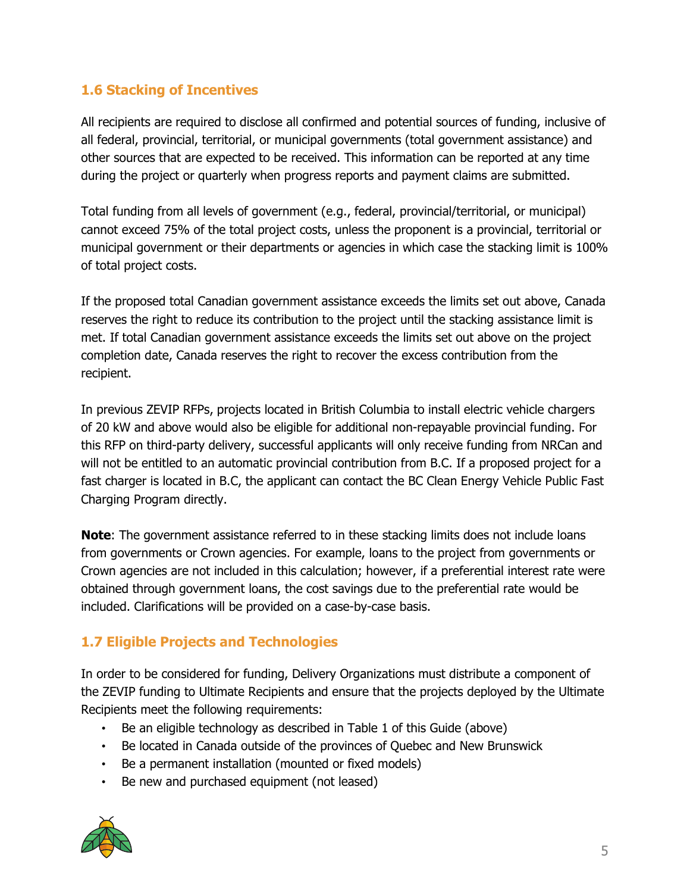## 1.6 Stacking of Incentives

All recipients are required to disclose all confirmed and potential sources of funding, inclusive of all federal, provincial, territorial, or municipal governments (total government assistance) and other sources that are expected to be received. This information can be reported at any time during the project or quarterly when progress reports and payment claims are submitted.

Total funding from all levels of government (e.g., federal, provincial/territorial, or municipal) cannot exceed 75% of the total project costs, unless the proponent is a provincial, territorial or municipal government or their departments or agencies in which case the stacking limit is 100% of total project costs.

If the proposed total Canadian government assistance exceeds the limits set out above, Canada reserves the right to reduce its contribution to the project until the stacking assistance limit is met. If total Canadian government assistance exceeds the limits set out above on the project completion date, Canada reserves the right to recover the excess contribution from the recipient.

In previous ZEVIP RFPs, projects located in British Columbia to install electric vehicle chargers of 20 kW and above would also be eligible for additional non-repayable provincial funding. For this RFP on third-party delivery, successful applicants will only receive funding from NRCan and will not be entitled to an automatic provincial contribution from B.C. If a proposed project for a fast charger is located in B.C, the applicant can contact the BC Clean Energy Vehicle Public Fast Charging Program directly.

**Note**: The government assistance referred to in these stacking limits does not include loans from governments or Crown agencies. For example, loans to the project from governments or Crown agencies are not included in this calculation; however, if a preferential interest rate were obtained through government loans, the cost savings due to the preferential rate would be included. Clarifications will be provided on a case-by-case basis.

## 1.7 Eligible Projects and Technologies

In order to be considered for funding, Delivery Organizations must distribute a component of the ZEVIP funding to Ultimate Recipients and ensure that the projects deployed by the Ultimate Recipients meet the following requirements:

- Be an eligible technology as described in Table 1 of this Guide (above)
- Be located in Canada outside of the provinces of Quebec and New Brunswick
- Be a permanent installation (mounted or fixed models)
- Be new and purchased equipment (not leased)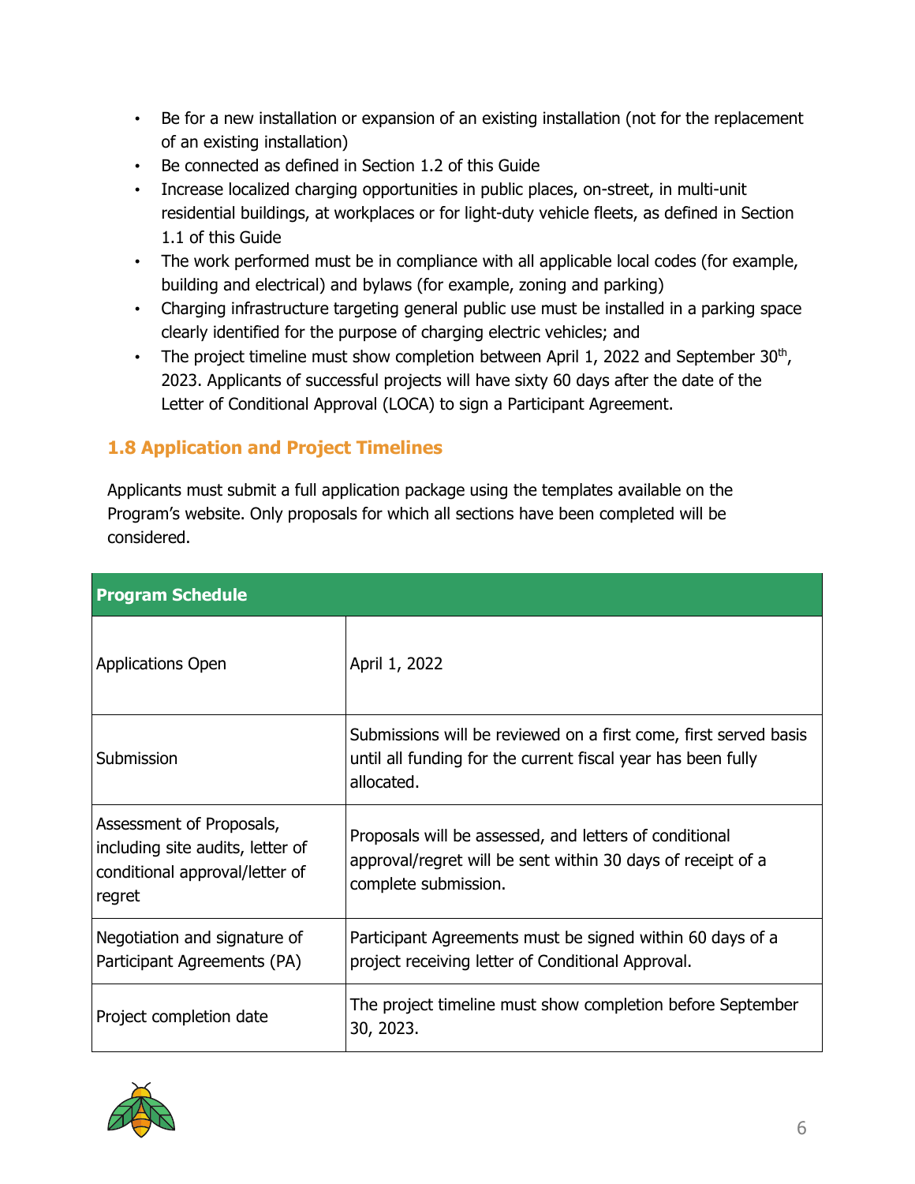- Be for a new installation or expansion of an existing installation (not for the replacement of an existing installation)
- Be connected as defined in Section 1.2 of this Guide
- Increase localized charging opportunities in public places, on-street, in multi-unit residential buildings, at workplaces or for light-duty vehicle fleets, as defined in Section 1.1 of this Guide
- The work performed must be in compliance with all applicable local codes (for example, building and electrical) and bylaws (for example, zoning and parking)
- Charging infrastructure targeting general public use must be installed in a parking space clearly identified for the purpose of charging electric vehicles; and
- The project timeline must show completion between April 1, 2022 and September 30th, 2023. Applicants of successful projects will have sixty 60 days after the date of the Letter of Conditional Approval (LOCA) to sign a Participant Agreement.

## 1.8 Application and Project Timelines

Applicants must submit a full application package using the templates available on the Program's website. Only proposals for which all sections have been completed will be considered.

| **Program Schedule** | |
|---|---|
| Applications Open | April 1, 2022 |
| Submission | Submissions will be reviewed on a first come, first served basis until all funding for the current fiscal year has been fully allocated. |
| Assessment of Proposals, including site audits, letter of conditional approval/letter of regret | Proposals will be assessed, and letters of conditional approval/regret will be sent within 30 days of receipt of a complete submission. |
| Negotiation and signature of Participant Agreements (PA) | Participant Agreements must be signed within 60 days of a project receiving letter of Conditional Approval. |
| Project completion date | The project timeline must show completion before September 30, 2023. |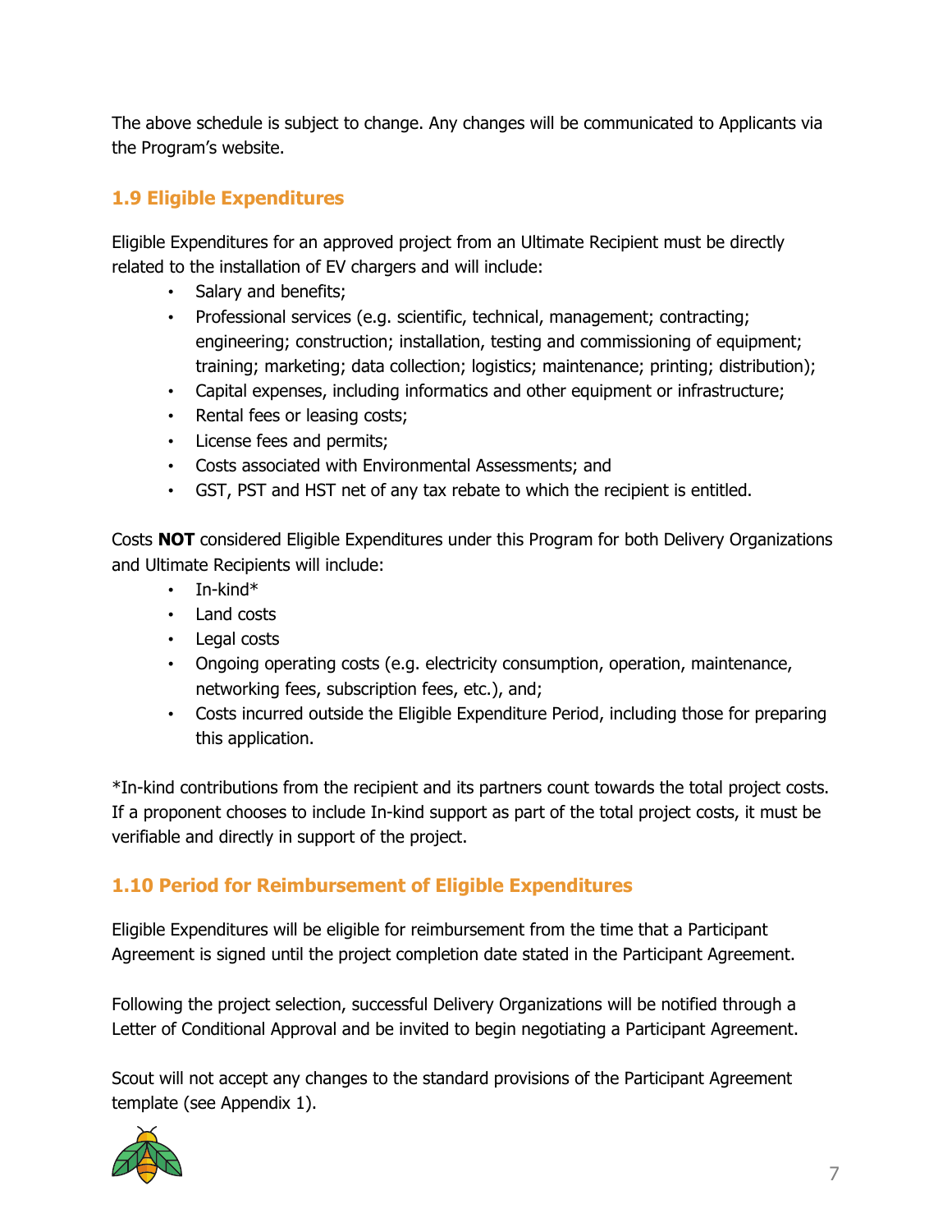The above schedule is subject to change. Any changes will be communicated to Applicants via the Program's website.

## 1.9 Eligible Expenditures

Eligible Expenditures for an approved project from an Ultimate Recipient must be directly related to the installation of EV chargers and will include:

- Salary and benefits;
- Professional services (e.g. scientific, technical, management; contracting; engineering; construction; installation, testing and commissioning of equipment; training; marketing; data collection; logistics; maintenance; printing; distribution);
- Capital expenses, including informatics and other equipment or infrastructure;
- Rental fees or leasing costs;
- License fees and permits;
- Costs associated with Environmental Assessments; and
- GST, PST and HST net of any tax rebate to which the recipient is entitled.

Costs **NOT** considered Eligible Expenditures under this Program for both Delivery Organizations and Ultimate Recipients will include:

- In-kind*
- Land costs
- Legal costs
- Ongoing operating costs (e.g. electricity consumption, operation, maintenance, networking fees, subscription fees, etc.), and;
- Costs incurred outside the Eligible Expenditure Period, including those for preparing this application.

*In-kind contributions from the recipient and its partners count towards the total project costs. If a proponent chooses to include In-kind support as part of the total project costs, it must be verifiable and directly in support of the project.

## 1.10 Period for Reimbursement of Eligible Expenditures

Eligible Expenditures will be eligible for reimbursement from the time that a Participant Agreement is signed until the project completion date stated in the Participant Agreement.

Following the project selection, successful Delivery Organizations will be notified through a Letter of Conditional Approval and be invited to begin negotiating a Participant Agreement.

Scout will not accept any changes to the standard provisions of the Participant Agreement template (see Appendix 1).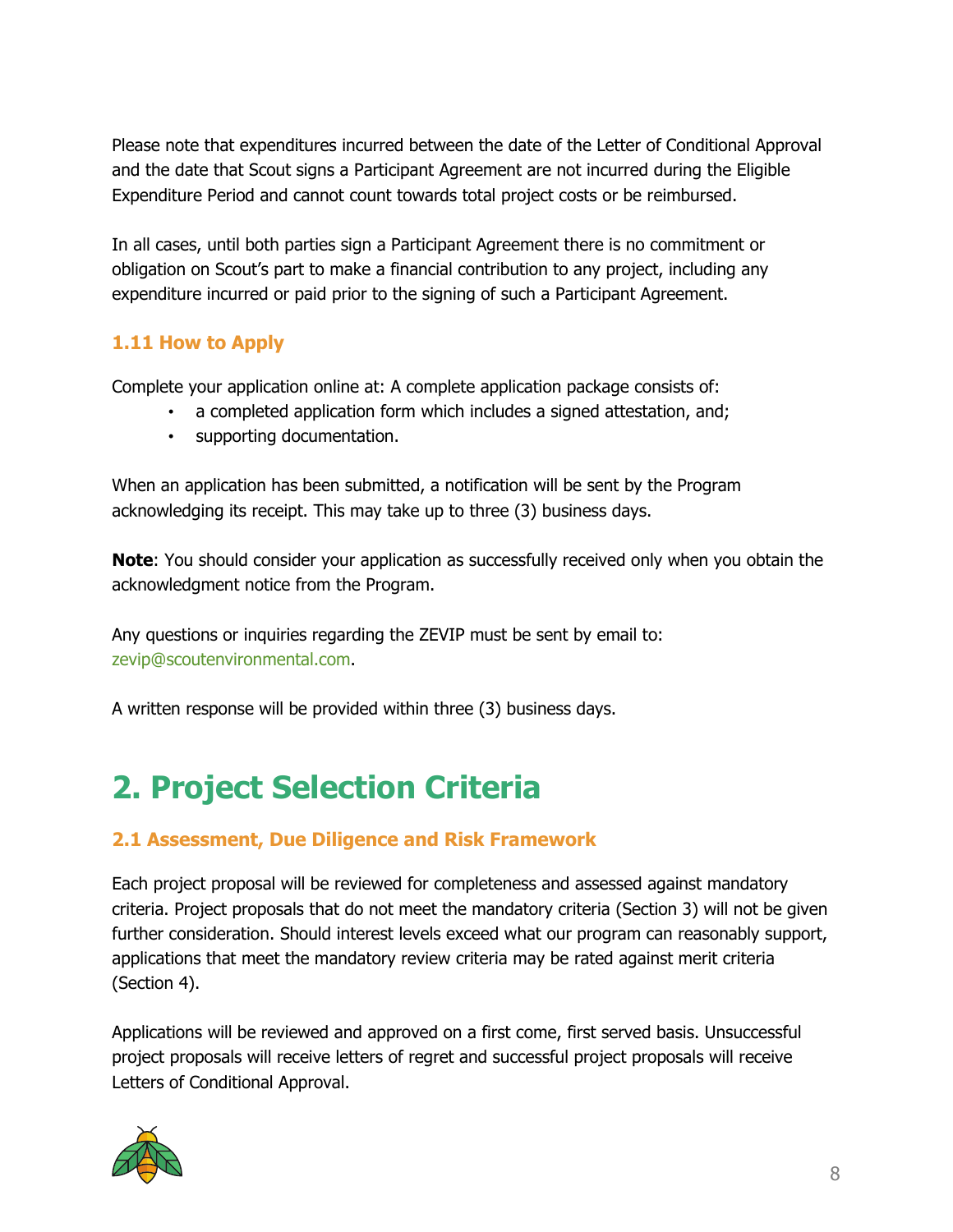Please note that expenditures incurred between the date of the Letter of Conditional Approval and the date that Scout signs a Participant Agreement are not incurred during the Eligible Expenditure Period and cannot count towards total project costs or be reimbursed.

In all cases, until both parties sign a Participant Agreement there is no commitment or obligation on Scout's part to make a financial contribution to any project, including any expenditure incurred or paid prior to the signing of such a Participant Agreement.

### 1.11 How to Apply

Complete your application online at: A complete application package consists of:

- a completed application form which includes a signed attestation, and;
- supporting documentation.

When an application has been submitted, a notification will be sent by the Program acknowledging its receipt. This may take up to three (3) business days.

**Note**: You should consider your application as successfully received only when you obtain the acknowledgment notice from the Program.

Any questions or inquiries regarding the ZEVIP must be sent by email to: zevip@scoutenvironmental.com.

A written response will be provided within three (3) business days.

## 2. Project Selection Criteria

### 2.1 Assessment, Due Diligence and Risk Framework

Each project proposal will be reviewed for completeness and assessed against mandatory criteria. Project proposals that do not meet the mandatory criteria (Section 3) will not be given further consideration. Should interest levels exceed what our program can reasonably support, applications that meet the mandatory review criteria may be rated against merit criteria (Section 4).

Applications will be reviewed and approved on a first come, first served basis. Unsuccessful project proposals will receive letters of regret and successful project proposals will receive Letters of Conditional Approval.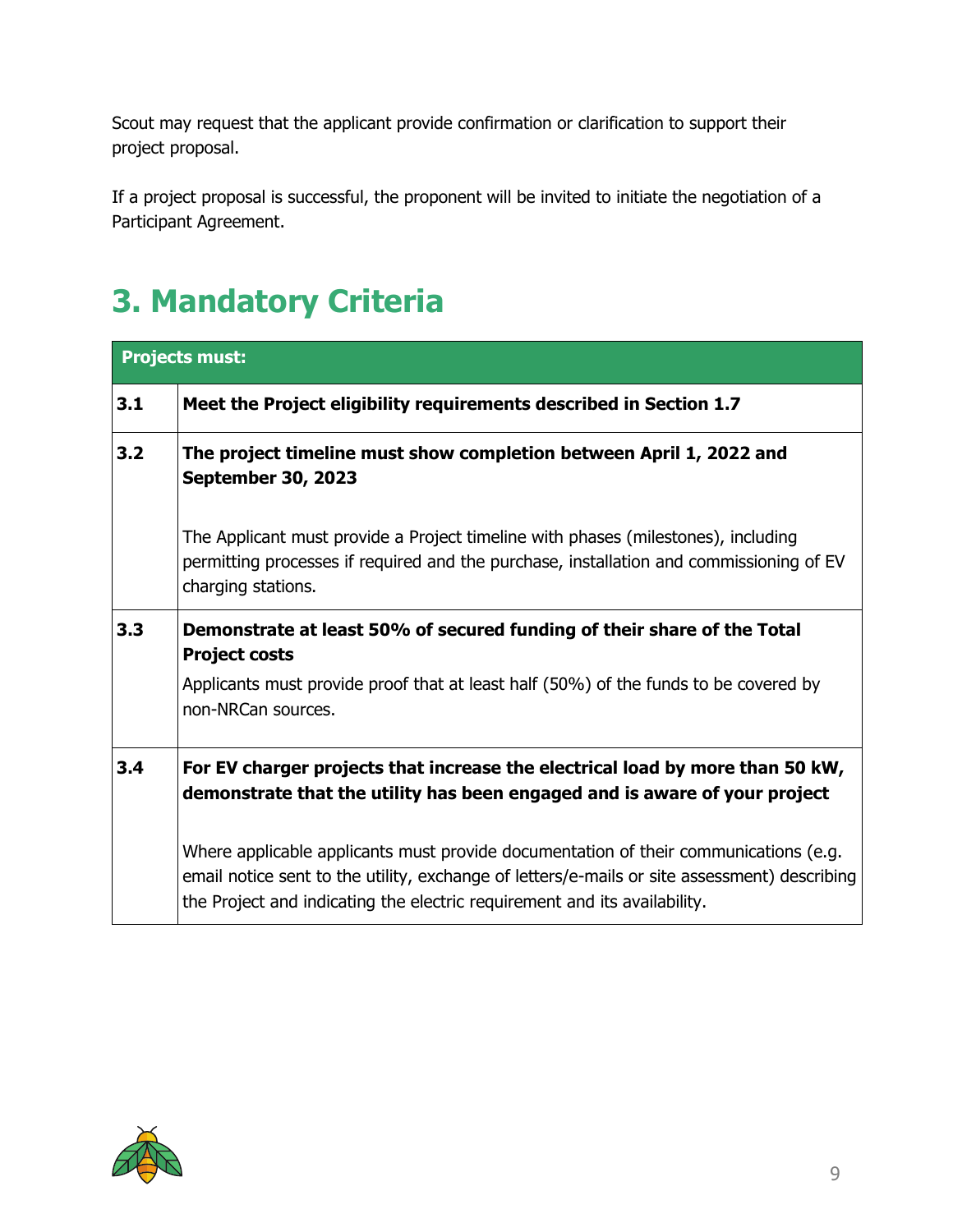Scout may request that the applicant provide confirmation or clarification to support their project proposal.

If a project proposal is successful, the proponent will be invited to initiate the negotiation of a Participant Agreement.

# 3. Mandatory Criteria

| **Projects must:** | |
|---|---|
| **3.1** | **Meet the Project eligibility requirements described in Section 1.7** |
| **3.2** | **The project timeline must show completion between April 1, 2022 and September 30, 2023**<br><br>The Applicant must provide a Project timeline with phases (milestones), including permitting processes if required and the purchase, installation and commissioning of EV charging stations. |
| **3.3** | **Demonstrate at least 50% of secured funding of their share of the Total Project costs**<br>Applicants must provide proof that at least half (50%) of the funds to be covered by non-NRCan sources. |
| **3.4** | **For EV charger projects that increase the electrical load by more than 50 kW, demonstrate that the utility has been engaged and is aware of your project**<br><br>Where applicable applicants must provide documentation of their communications (e.g. email notice sent to the utility, exchange of letters/e-mails or site assessment) describing the Project and indicating the electric requirement and its availability. |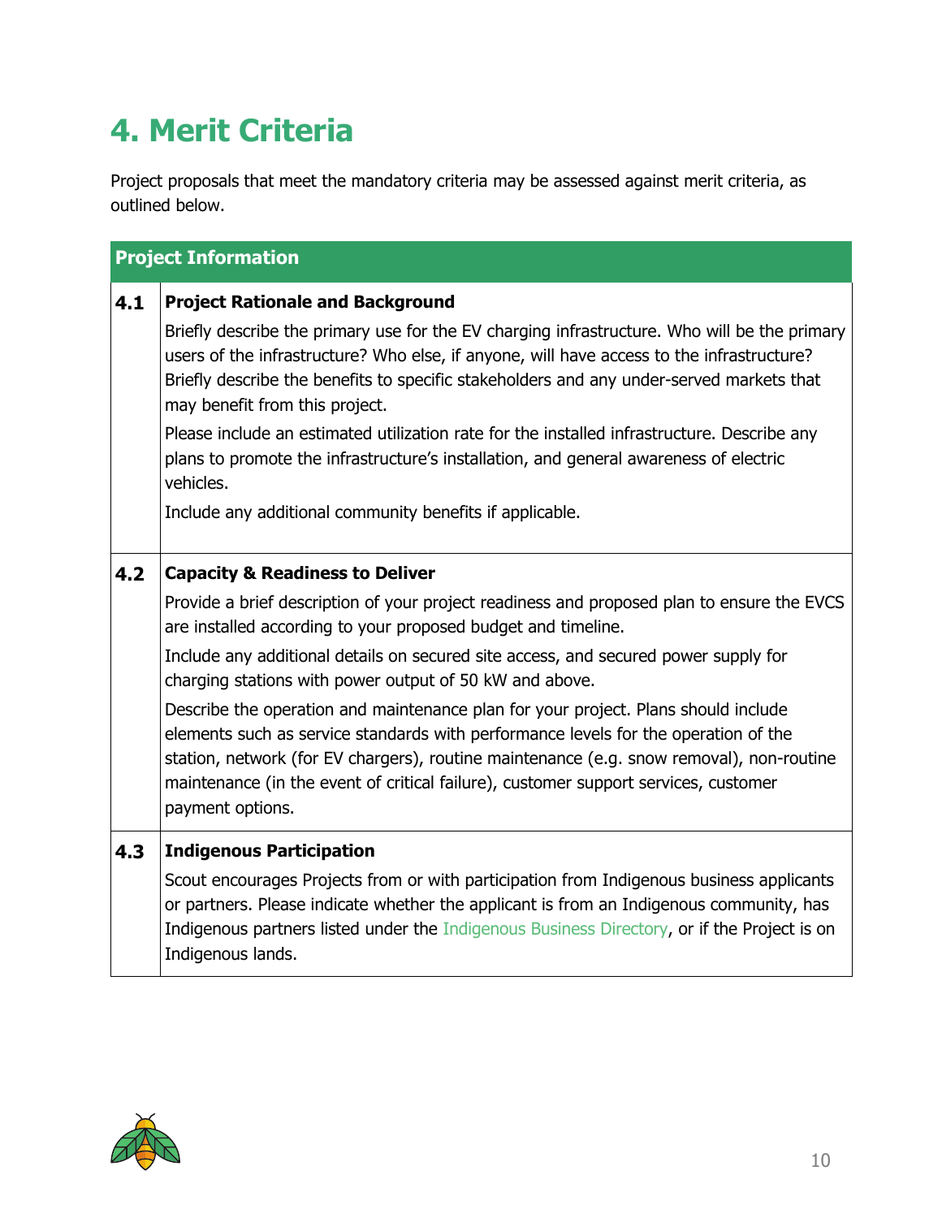# 4. Merit Criteria

Project proposals that meet the mandatory criteria may be assessed against merit criteria, as outlined below.

| Project Information | |
|---|---|
| **4.1** | **Project Rationale and Background**<br>Briefly describe the primary use for the EV charging infrastructure. Who will be the primary users of the infrastructure? Who else, if anyone, will have access to the infrastructure? Briefly describe the benefits to specific stakeholders and any under-served markets that may benefit from this project.<br>Please include an estimated utilization rate for the installed infrastructure. Describe any plans to promote the infrastructure's installation, and general awareness of electric vehicles.<br>Include any additional community benefits if applicable. |
| **4.2** | **Capacity & Readiness to Deliver**<br>Provide a brief description of your project readiness and proposed plan to ensure the EVCS are installed according to your proposed budget and timeline.<br>Include any additional details on secured site access, and secured power supply for charging stations with power output of 50 kW and above.<br>Describe the operation and maintenance plan for your project. Plans should include elements such as service standards with performance levels for the operation of the station, network (for EV chargers), routine maintenance (e.g. snow removal), non-routine maintenance (in the event of critical failure), customer support services, customer payment options. |
| **4.3** | **Indigenous Participation**<br>Scout encourages Projects from or with participation from Indigenous business applicants or partners. Please indicate whether the applicant is from an Indigenous community, has Indigenous partners listed under the Indigenous Business Directory, or if the Project is on Indigenous lands. |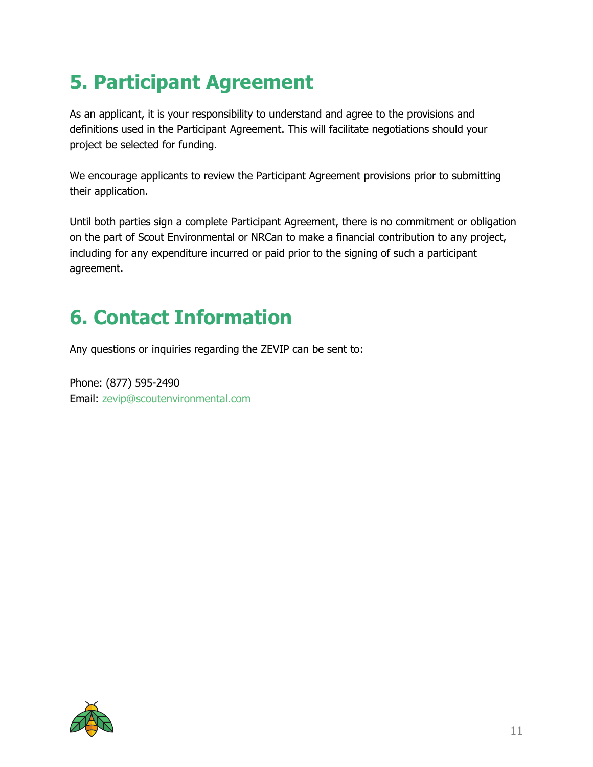# 5. Participant Agreement

As an applicant, it is your responsibility to understand and agree to the provisions and definitions used in the Participant Agreement. This will facilitate negotiations should your project be selected for funding.

We encourage applicants to review the Participant Agreement provisions prior to submitting their application.

Until both parties sign a complete Participant Agreement, there is no commitment or obligation on the part of Scout Environmental or NRCan to make a financial contribution to any project, including for any expenditure incurred or paid prior to the signing of such a participant agreement.

# 6. Contact Information

Any questions or inquiries regarding the ZEVIP can be sent to:

Phone: (877) 595-2490
Email: zevip@scoutenvironmental.com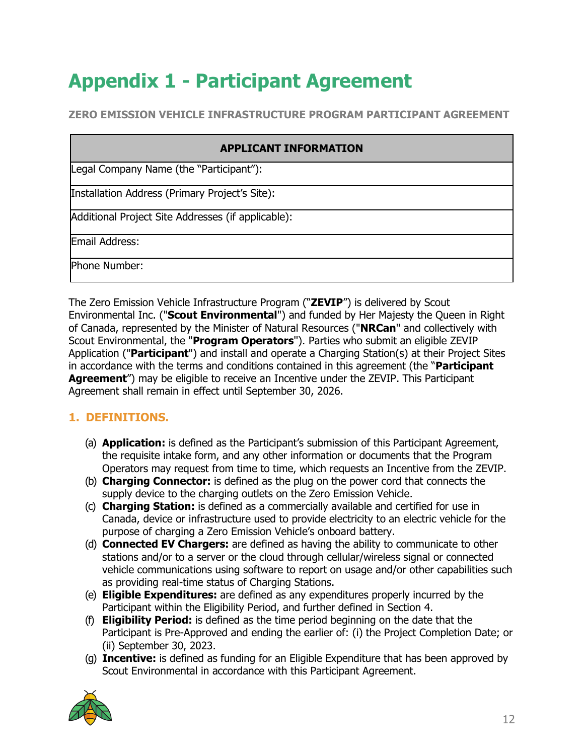# Appendix 1 - Participant Agreement

**ZERO EMISSION VEHICLE INFRASTRUCTURE PROGRAM PARTICIPANT AGREEMENT**

| APPLICANT INFORMATION |
| --- |
| Legal Company Name (the "Participant"): |
| Installation Address (Primary Project's Site): |
| Additional Project Site Addresses (if applicable): |
| Email Address: |
| Phone Number: |

The Zero Emission Vehicle Infrastructure Program ("**ZEVIP**") is delivered by Scout Environmental Inc. ("**Scout Environmental**") and funded by Her Majesty the Queen in Right of Canada, represented by the Minister of Natural Resources ("**NRCan**" and collectively with Scout Environmental, the "**Program Operators**"). Parties who submit an eligible ZEVIP Application ("**Participant**") and install and operate a Charging Station(s) at their Project Sites in accordance with the terms and conditions contained in this agreement (the "**Participant Agreement**") may be eligible to receive an Incentive under the ZEVIP. This Participant Agreement shall remain in effect until September 30, 2026.

## 1. DEFINITIONS.

(a) **Application:** is defined as the Participant's submission of this Participant Agreement, the requisite intake form, and any other information or documents that the Program Operators may request from time to time, which requests an Incentive from the ZEVIP.

(b) **Charging Connector:** is defined as the plug on the power cord that connects the supply device to the charging outlets on the Zero Emission Vehicle.

(c) **Charging Station:** is defined as a commercially available and certified for use in Canada, device or infrastructure used to provide electricity to an electric vehicle for the purpose of charging a Zero Emission Vehicle's onboard battery.

(d) **Connected EV Chargers:** are defined as having the ability to communicate to other stations and/or to a server or the cloud through cellular/wireless signal or connected vehicle communications using software to report on usage and/or other capabilities such as providing real-time status of Charging Stations.

(e) **Eligible Expenditures:** are defined as any expenditures properly incurred by the Participant within the Eligibility Period, and further defined in Section 4.

(f) **Eligibility Period:** is defined as the time period beginning on the date that the Participant is Pre-Approved and ending the earlier of: (i) the Project Completion Date; or (ii) September 30, 2023.

(g) **Incentive:** is defined as funding for an Eligible Expenditure that has been approved by Scout Environmental in accordance with this Participant Agreement.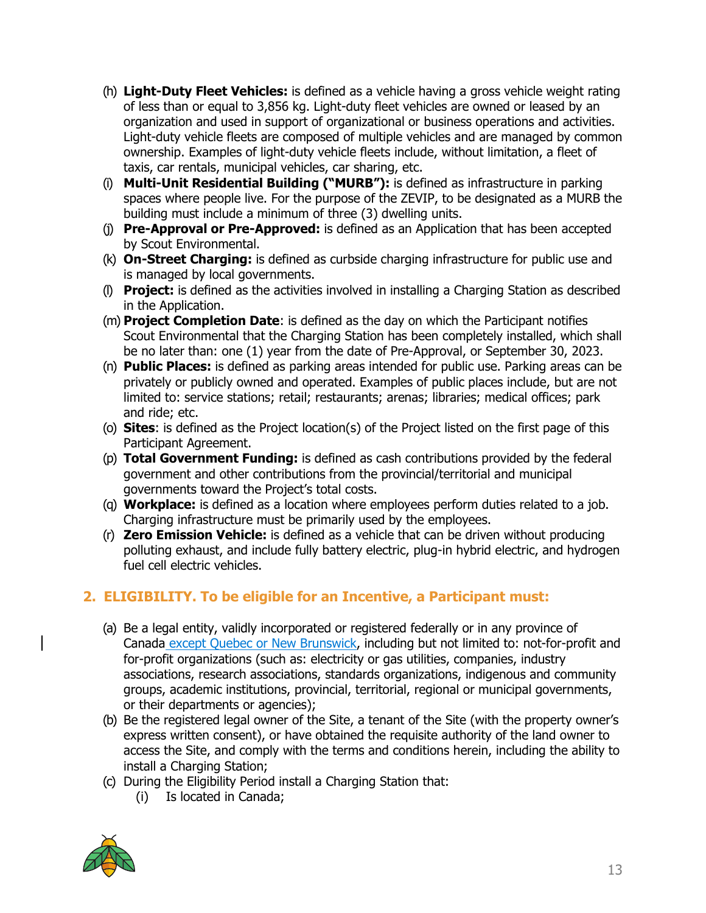(h) **Light-Duty Fleet Vehicles:** is defined as a vehicle having a gross vehicle weight rating of less than or equal to 3,856 kg. Light-duty fleet vehicles are owned or leased by an organization and used in support of organizational or business operations and activities. Light-duty vehicle fleets are composed of multiple vehicles and are managed by common ownership. Examples of light-duty vehicle fleets include, without limitation, a fleet of taxis, car rentals, municipal vehicles, car sharing, etc.

(i) **Multi-Unit Residential Building ("MURB"):** is defined as infrastructure in parking spaces where people live. For the purpose of the ZEVIP, to be designated as a MURB the building must include a minimum of three (3) dwelling units.

(j) **Pre-Approval or Pre-Approved:** is defined as an Application that has been accepted by Scout Environmental.

(k) **On-Street Charging:** is defined as curbside charging infrastructure for public use and is managed by local governments.

(l) **Project:** is defined as the activities involved in installing a Charging Station as described in the Application.

(m) **Project Completion Date**: is defined as the day on which the Participant notifies Scout Environmental that the Charging Station has been completely installed, which shall be no later than: one (1) year from the date of Pre-Approval, or September 30, 2023.

(n) **Public Places:** is defined as parking areas intended for public use. Parking areas can be privately or publicly owned and operated. Examples of public places include, but are not limited to: service stations; retail; restaurants; arenas; libraries; medical offices; park and ride; etc.

(o) **Sites**: is defined as the Project location(s) of the Project listed on the first page of this Participant Agreement.

(p) **Total Government Funding:** is defined as cash contributions provided by the federal government and other contributions from the provincial/territorial and municipal governments toward the Project's total costs.

(q) **Workplace:** is defined as a location where employees perform duties related to a job. Charging infrastructure must be primarily used by the employees.

(r) **Zero Emission Vehicle:** is defined as a vehicle that can be driven without producing polluting exhaust, and include fully battery electric, plug-in hybrid electric, and hydrogen fuel cell electric vehicles.

## 2. ELIGIBILITY. To be eligible for an Incentive, a Participant must:

(a) Be a legal entity, validly incorporated or registered federally or in any province of Canada except Quebec or New Brunswick, including but not limited to: not-for-profit and for-profit organizations (such as: electricity or gas utilities, companies, industry associations, research associations, standards organizations, indigenous and community groups, academic institutions, provincial, territorial, regional or municipal governments, or their departments or agencies);

(b) Be the registered legal owner of the Site, a tenant of the Site (with the property owner's express written consent), or have obtained the requisite authority of the land owner to access the Site, and comply with the terms and conditions herein, including the ability to install a Charging Station;

(c) During the Eligibility Period install a Charging Station that:

  (i) Is located in Canada;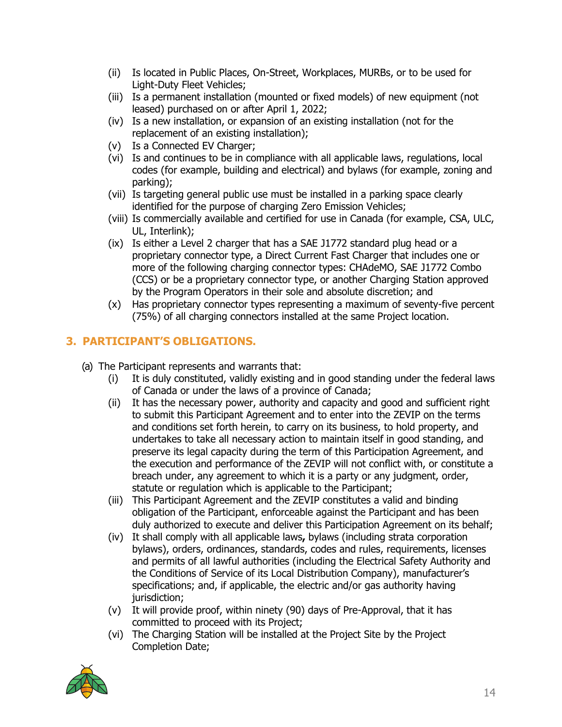(ii) Is located in Public Places, On-Street, Workplaces, MURBs, or to be used for Light-Duty Fleet Vehicles;
(iii) Is a permanent installation (mounted or fixed models) of new equipment (not leased) purchased on or after April 1, 2022;
(iv) Is a new installation, or expansion of an existing installation (not for the replacement of an existing installation);
(v) Is a Connected EV Charger;
(vi) Is and continues to be in compliance with all applicable laws, regulations, local codes (for example, building and electrical) and bylaws (for example, zoning and parking);
(vii) Is targeting general public use must be installed in a parking space clearly identified for the purpose of charging Zero Emission Vehicles;
(viii) Is commercially available and certified for use in Canada (for example, CSA, ULC, UL, Interlink);
(ix) Is either a Level 2 charger that has a SAE J1772 standard plug head or a proprietary connector type, a Direct Current Fast Charger that includes one or more of the following charging connector types: CHAdeMO, SAE J1772 Combo (CCS) or be a proprietary connector type, or another Charging Station approved by the Program Operators in their sole and absolute discretion; and
(x) Has proprietary connector types representing a maximum of seventy-five percent (75%) of all charging connectors installed at the same Project location.

## 3. PARTICIPANT'S OBLIGATIONS.

(a) The Participant represents and warrants that:

(i) It is duly constituted, validly existing and in good standing under the federal laws of Canada or under the laws of a province of Canada;
(ii) It has the necessary power, authority and capacity and good and sufficient right to submit this Participant Agreement and to enter into the ZEVIP on the terms and conditions set forth herein, to carry on its business, to hold property, and undertakes to take all necessary action to maintain itself in good standing, and preserve its legal capacity during the term of this Participation Agreement, and the execution and performance of the ZEVIP will not conflict with, or constitute a breach under, any agreement to which it is a party or any judgment, order, statute or regulation which is applicable to the Participant;
(iii) This Participant Agreement and the ZEVIP constitutes a valid and binding obligation of the Participant, enforceable against the Participant and has been duly authorized to execute and deliver this Participation Agreement on its behalf;
(iv) It shall comply with all applicable laws**,** bylaws (including strata corporation bylaws), orders, ordinances, standards, codes and rules, requirements, licenses and permits of all lawful authorities (including the Electrical Safety Authority and the Conditions of Service of its Local Distribution Company), manufacturer's specifications; and, if applicable, the electric and/or gas authority having jurisdiction;
(v) It will provide proof, within ninety (90) days of Pre-Approval, that it has committed to proceed with its Project;
(vi) The Charging Station will be installed at the Project Site by the Project Completion Date;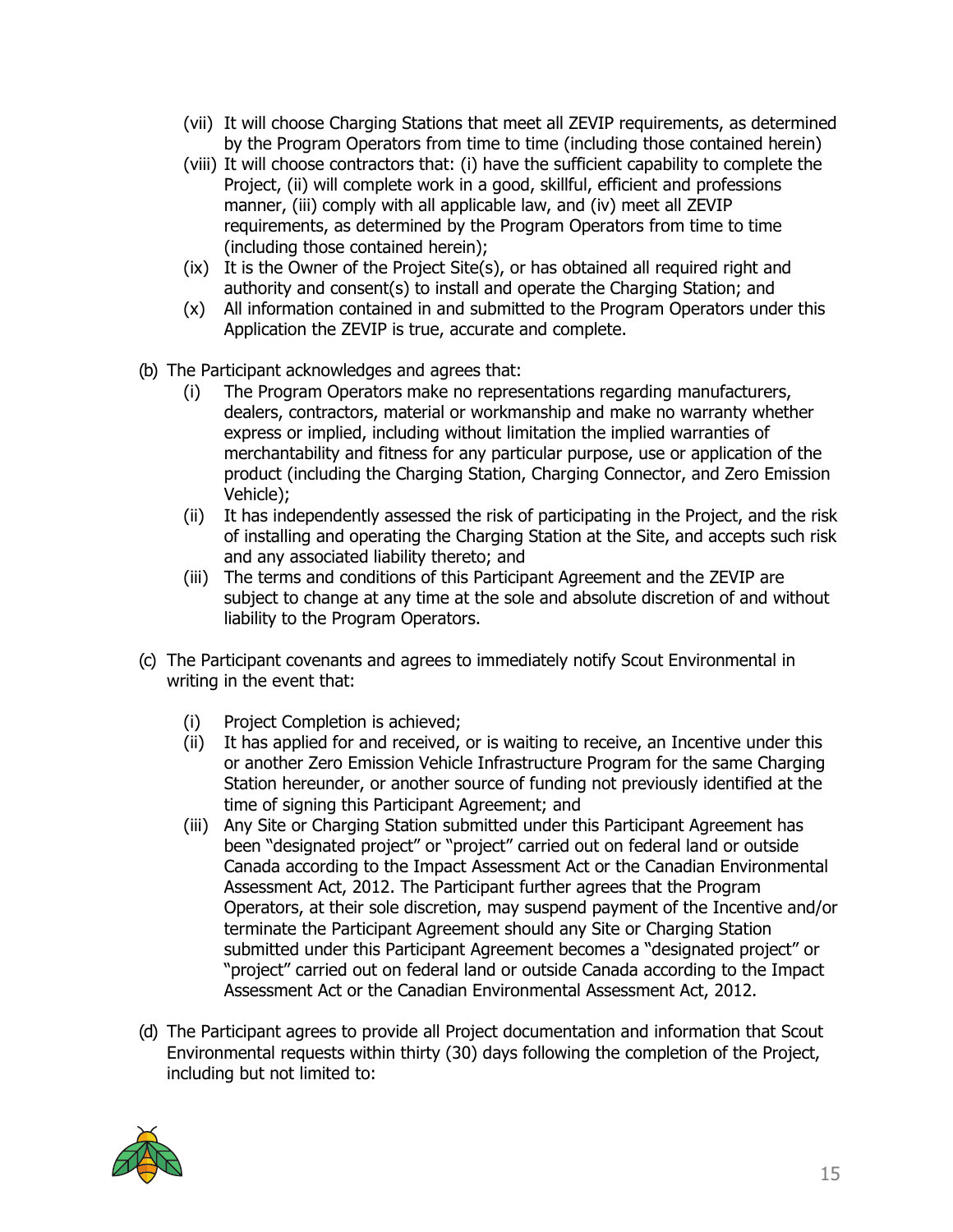(vii) It will choose Charging Stations that meet all ZEVIP requirements, as determined by the Program Operators from time to time (including those contained herein)

(viii) It will choose contractors that: (i) have the sufficient capability to complete the Project, (ii) will complete work in a good, skillful, efficient and professions manner, (iii) comply with all applicable law, and (iv) meet all ZEVIP requirements, as determined by the Program Operators from time to time (including those contained herein);

(ix) It is the Owner of the Project Site(s), or has obtained all required right and authority and consent(s) to install and operate the Charging Station; and

(x) All information contained in and submitted to the Program Operators under this Application the ZEVIP is true, accurate and complete.

(b) The Participant acknowledges and agrees that:

(i) The Program Operators make no representations regarding manufacturers, dealers, contractors, material or workmanship and make no warranty whether express or implied, including without limitation the implied warranties of merchantability and fitness for any particular purpose, use or application of the product (including the Charging Station, Charging Connector, and Zero Emission Vehicle);

(ii) It has independently assessed the risk of participating in the Project, and the risk of installing and operating the Charging Station at the Site, and accepts such risk and any associated liability thereto; and

(iii) The terms and conditions of this Participant Agreement and the ZEVIP are subject to change at any time at the sole and absolute discretion of and without liability to the Program Operators.

(c) The Participant covenants and agrees to immediately notify Scout Environmental in writing in the event that:

(i) Project Completion is achieved;

(ii) It has applied for and received, or is waiting to receive, an Incentive under this or another Zero Emission Vehicle Infrastructure Program for the same Charging Station hereunder, or another source of funding not previously identified at the time of signing this Participant Agreement; and

(iii) Any Site or Charging Station submitted under this Participant Agreement has been "designated project" or "project" carried out on federal land or outside Canada according to the Impact Assessment Act or the Canadian Environmental Assessment Act, 2012. The Participant further agrees that the Program Operators, at their sole discretion, may suspend payment of the Incentive and/or terminate the Participant Agreement should any Site or Charging Station submitted under this Participant Agreement becomes a "designated project" or "project" carried out on federal land or outside Canada according to the Impact Assessment Act or the Canadian Environmental Assessment Act, 2012.

(d) The Participant agrees to provide all Project documentation and information that Scout Environmental requests within thirty (30) days following the completion of the Project, including but not limited to: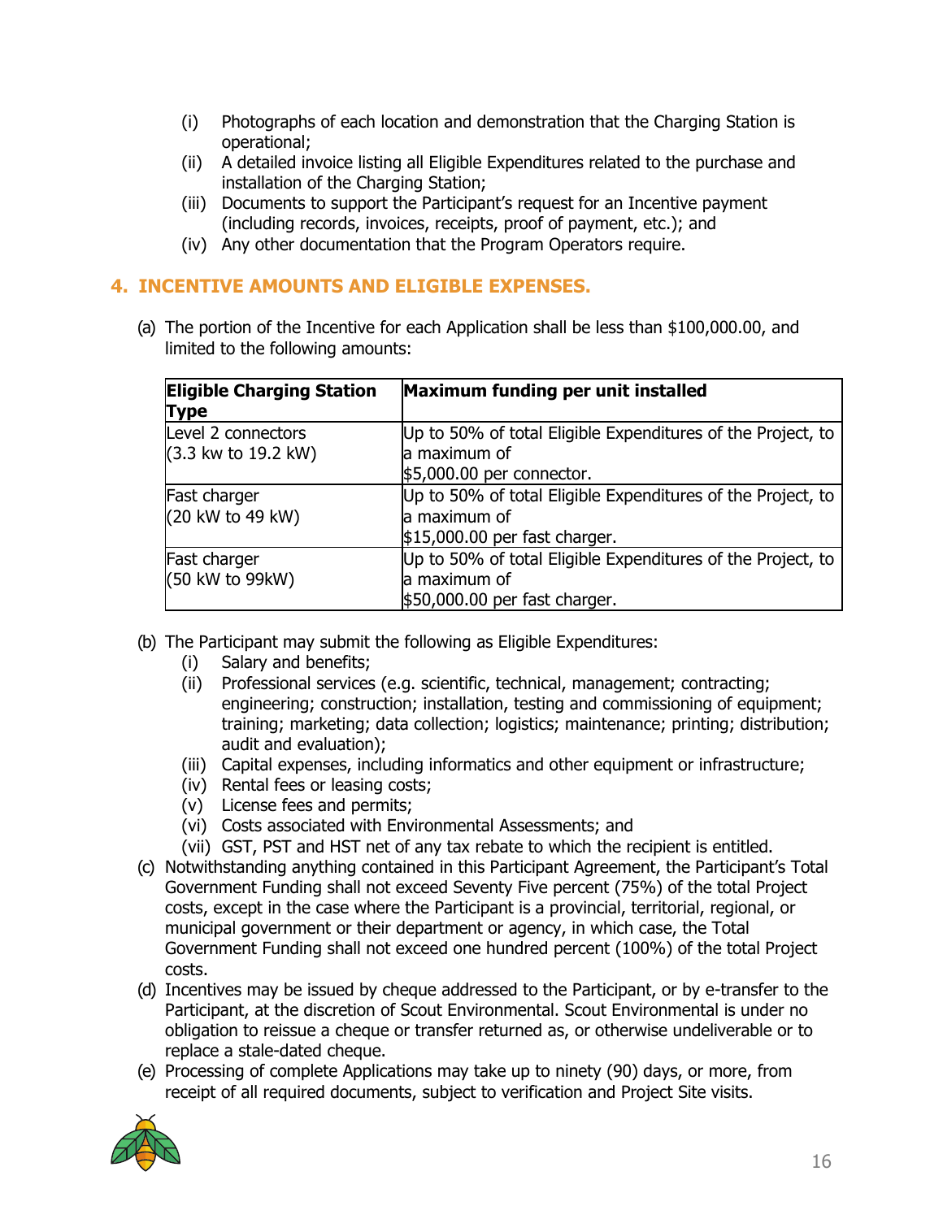(i) Photographs of each location and demonstration that the Charging Station is operational;
(ii) A detailed invoice listing all Eligible Expenditures related to the purchase and installation of the Charging Station;
(iii) Documents to support the Participant's request for an Incentive payment (including records, invoices, receipts, proof of payment, etc.); and
(iv) Any other documentation that the Program Operators require.

## 4. INCENTIVE AMOUNTS AND ELIGIBLE EXPENSES.

(a) The portion of the Incentive for each Application shall be less than $100,000.00, and limited to the following amounts:

| Eligible Charging Station Type | Maximum funding per unit installed |
|---|---|
| Level 2 connectors (3.3 kw to 19.2 kW) | Up to 50% of total Eligible Expenditures of the Project, to a maximum of $5,000.00 per connector. |
| Fast charger (20 kW to 49 kW) | Up to 50% of total Eligible Expenditures of the Project, to a maximum of $15,000.00 per fast charger. |
| Fast charger (50 kW to 99kW) | Up to 50% of total Eligible Expenditures of the Project, to a maximum of $50,000.00 per fast charger. |

(b) The Participant may submit the following as Eligible Expenditures:
  (i) Salary and benefits;
  (ii) Professional services (e.g. scientific, technical, management; contracting; engineering; construction; installation, testing and commissioning of equipment; training; marketing; data collection; logistics; maintenance; printing; distribution; audit and evaluation);
  (iii) Capital expenses, including informatics and other equipment or infrastructure;
  (iv) Rental fees or leasing costs;
  (v) License fees and permits;
  (vi) Costs associated with Environmental Assessments; and
  (vii) GST, PST and HST net of any tax rebate to which the recipient is entitled.

(c) Notwithstanding anything contained in this Participant Agreement, the Participant's Total Government Funding shall not exceed Seventy Five percent (75%) of the total Project costs, except in the case where the Participant is a provincial, territorial, regional, or municipal government or their department or agency, in which case, the Total Government Funding shall not exceed one hundred percent (100%) of the total Project costs.

(d) Incentives may be issued by cheque addressed to the Participant, or by e-transfer to the Participant, at the discretion of Scout Environmental. Scout Environmental is under no obligation to reissue a cheque or transfer returned as, or otherwise undeliverable or to replace a stale-dated cheque.

(e) Processing of complete Applications may take up to ninety (90) days, or more, from receipt of all required documents, subject to verification and Project Site visits.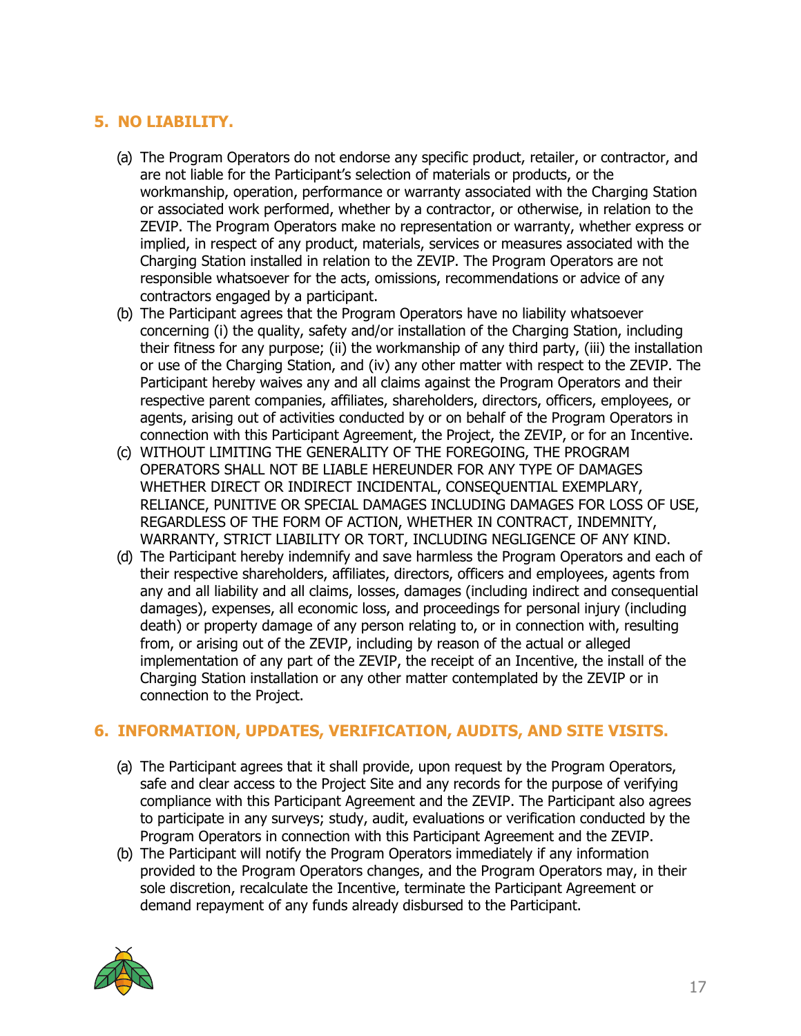## 5. NO LIABILITY.

(a) The Program Operators do not endorse any specific product, retailer, or contractor, and are not liable for the Participant's selection of materials or products, or the workmanship, operation, performance or warranty associated with the Charging Station or associated work performed, whether by a contractor, or otherwise, in relation to the ZEVIP. The Program Operators make no representation or warranty, whether express or implied, in respect of any product, materials, services or measures associated with the Charging Station installed in relation to the ZEVIP. The Program Operators are not responsible whatsoever for the acts, omissions, recommendations or advice of any contractors engaged by a participant.

(b) The Participant agrees that the Program Operators have no liability whatsoever concerning (i) the quality, safety and/or installation of the Charging Station, including their fitness for any purpose; (ii) the workmanship of any third party, (iii) the installation or use of the Charging Station, and (iv) any other matter with respect to the ZEVIP. The Participant hereby waives any and all claims against the Program Operators and their respective parent companies, affiliates, shareholders, directors, officers, employees, or agents, arising out of activities conducted by or on behalf of the Program Operators in connection with this Participant Agreement, the Project, the ZEVIP, or for an Incentive.

(c) WITHOUT LIMITING THE GENERALITY OF THE FOREGOING, THE PROGRAM OPERATORS SHALL NOT BE LIABLE HEREUNDER FOR ANY TYPE OF DAMAGES WHETHER DIRECT OR INDIRECT INCIDENTAL, CONSEQUENTIAL EXEMPLARY, RELIANCE, PUNITIVE OR SPECIAL DAMAGES INCLUDING DAMAGES FOR LOSS OF USE, REGARDLESS OF THE FORM OF ACTION, WHETHER IN CONTRACT, INDEMNITY, WARRANTY, STRICT LIABILITY OR TORT, INCLUDING NEGLIGENCE OF ANY KIND.

(d) The Participant hereby indemnify and save harmless the Program Operators and each of their respective shareholders, affiliates, directors, officers and employees, agents from any and all liability and all claims, losses, damages (including indirect and consequential damages), expenses, all economic loss, and proceedings for personal injury (including death) or property damage of any person relating to, or in connection with, resulting from, or arising out of the ZEVIP, including by reason of the actual or alleged implementation of any part of the ZEVIP, the receipt of an Incentive, the install of the Charging Station installation or any other matter contemplated by the ZEVIP or in connection to the Project.

## 6. INFORMATION, UPDATES, VERIFICATION, AUDITS, AND SITE VISITS.

(a) The Participant agrees that it shall provide, upon request by the Program Operators, safe and clear access to the Project Site and any records for the purpose of verifying compliance with this Participant Agreement and the ZEVIP. The Participant also agrees to participate in any surveys; study, audit, evaluations or verification conducted by the Program Operators in connection with this Participant Agreement and the ZEVIP.

(b) The Participant will notify the Program Operators immediately if any information provided to the Program Operators changes, and the Program Operators may, in their sole discretion, recalculate the Incentive, terminate the Participant Agreement or demand repayment of any funds already disbursed to the Participant.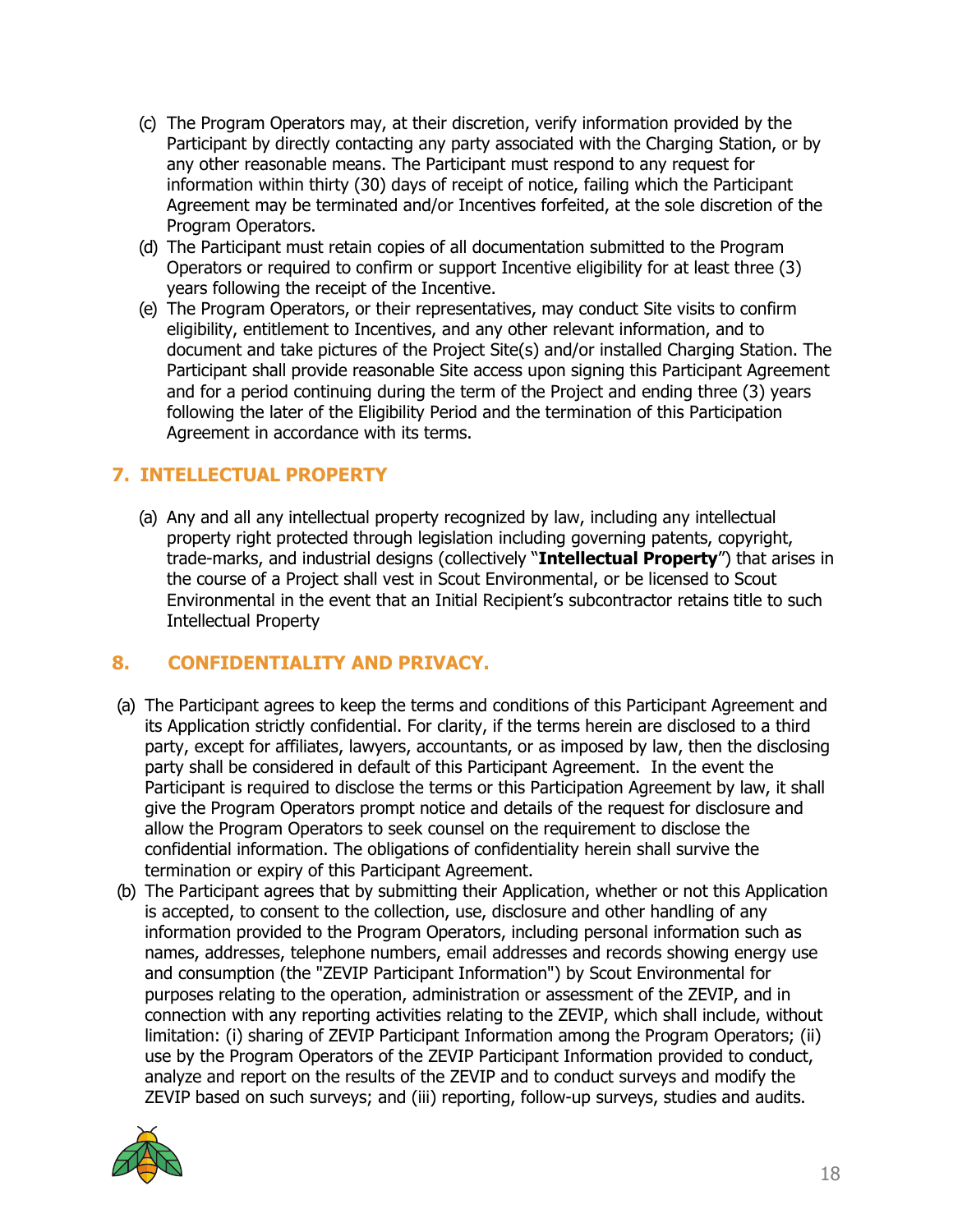(c) The Program Operators may, at their discretion, verify information provided by the Participant by directly contacting any party associated with the Charging Station, or by any other reasonable means. The Participant must respond to any request for information within thirty (30) days of receipt of notice, failing which the Participant Agreement may be terminated and/or Incentives forfeited, at the sole discretion of the Program Operators.

(d) The Participant must retain copies of all documentation submitted to the Program Operators or required to confirm or support Incentive eligibility for at least three (3) years following the receipt of the Incentive.

(e) The Program Operators, or their representatives, may conduct Site visits to confirm eligibility, entitlement to Incentives, and any other relevant information, and to document and take pictures of the Project Site(s) and/or installed Charging Station. The Participant shall provide reasonable Site access upon signing this Participant Agreement and for a period continuing during the term of the Project and ending three (3) years following the later of the Eligibility Period and the termination of this Participation Agreement in accordance with its terms.

## 7. INTELLECTUAL PROPERTY

(a) Any and all any intellectual property recognized by law, including any intellectual property right protected through legislation including governing patents, copyright, trade-marks, and industrial designs (collectively "**Intellectual Property**") that arises in the course of a Project shall vest in Scout Environmental, or be licensed to Scout Environmental in the event that an Initial Recipient's subcontractor retains title to such Intellectual Property

## 8. CONFIDENTIALITY AND PRIVACY.

(a) The Participant agrees to keep the terms and conditions of this Participant Agreement and its Application strictly confidential. For clarity, if the terms herein are disclosed to a third party, except for affiliates, lawyers, accountants, or as imposed by law, then the disclosing party shall be considered in default of this Participant Agreement. In the event the Participant is required to disclose the terms or this Participation Agreement by law, it shall give the Program Operators prompt notice and details of the request for disclosure and allow the Program Operators to seek counsel on the requirement to disclose the confidential information. The obligations of confidentiality herein shall survive the termination or expiry of this Participant Agreement.

(b) The Participant agrees that by submitting their Application, whether or not this Application is accepted, to consent to the collection, use, disclosure and other handling of any information provided to the Program Operators, including personal information such as names, addresses, telephone numbers, email addresses and records showing energy use and consumption (the "ZEVIP Participant Information") by Scout Environmental for purposes relating to the operation, administration or assessment of the ZEVIP, and in connection with any reporting activities relating to the ZEVIP, which shall include, without limitation: (i) sharing of ZEVIP Participant Information among the Program Operators; (ii) use by the Program Operators of the ZEVIP Participant Information provided to conduct, analyze and report on the results of the ZEVIP and to conduct surveys and modify the ZEVIP based on such surveys; and (iii) reporting, follow-up surveys, studies and audits.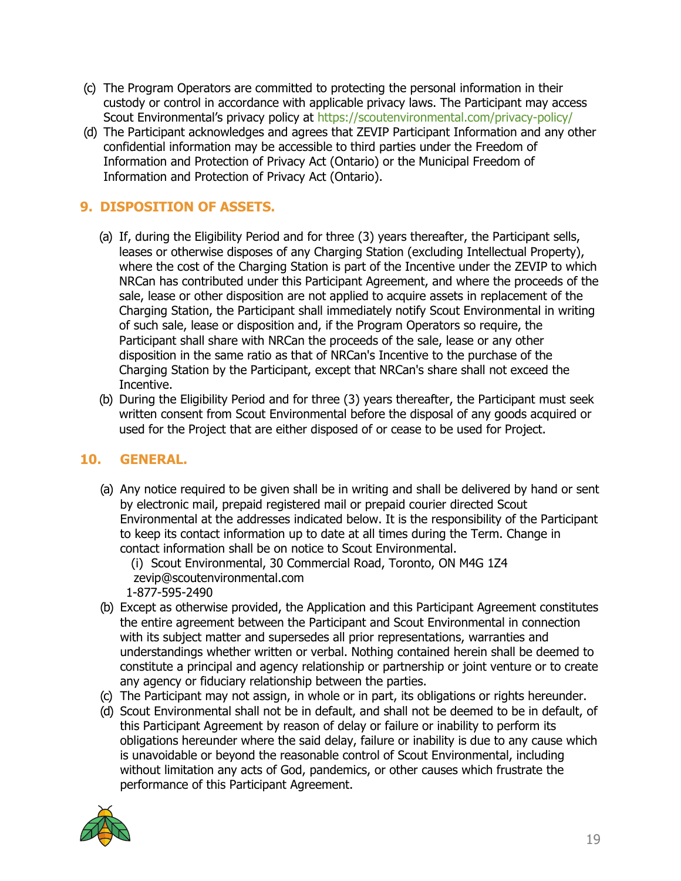(c) The Program Operators are committed to protecting the personal information in their custody or control in accordance with applicable privacy laws. The Participant may access Scout Environmental's privacy policy at https://scoutenvironmental.com/privacy-policy/

(d) The Participant acknowledges and agrees that ZEVIP Participant Information and any other confidential information may be accessible to third parties under the Freedom of Information and Protection of Privacy Act (Ontario) or the Municipal Freedom of Information and Protection of Privacy Act (Ontario).

## 9. DISPOSITION OF ASSETS.

(a) If, during the Eligibility Period and for three (3) years thereafter, the Participant sells, leases or otherwise disposes of any Charging Station (excluding Intellectual Property), where the cost of the Charging Station is part of the Incentive under the ZEVIP to which NRCan has contributed under this Participant Agreement, and where the proceeds of the sale, lease or other disposition are not applied to acquire assets in replacement of the Charging Station, the Participant shall immediately notify Scout Environmental in writing of such sale, lease or disposition and, if the Program Operators so require, the Participant shall share with NRCan the proceeds of the sale, lease or any other disposition in the same ratio as that of NRCan's Incentive to the purchase of the Charging Station by the Participant, except that NRCan's share shall not exceed the Incentive.

(b) During the Eligibility Period and for three (3) years thereafter, the Participant must seek written consent from Scout Environmental before the disposal of any goods acquired or used for the Project that are either disposed of or cease to be used for Project.

## 10. GENERAL.

(a) Any notice required to be given shall be in writing and shall be delivered by hand or sent by electronic mail, prepaid registered mail or prepaid courier directed Scout Environmental at the addresses indicated below. It is the responsibility of the Participant to keep its contact information up to date at all times during the Term. Change in contact information shall be on notice to Scout Environmental.

(i) Scout Environmental, 30 Commercial Road, Toronto, ON M4G 1Z4
zevip@scoutenvironmental.com
1-877-595-2490

(b) Except as otherwise provided, the Application and this Participant Agreement constitutes the entire agreement between the Participant and Scout Environmental in connection with its subject matter and supersedes all prior representations, warranties and understandings whether written or verbal. Nothing contained herein shall be deemed to constitute a principal and agency relationship or partnership or joint venture or to create any agency or fiduciary relationship between the parties.

(c) The Participant may not assign, in whole or in part, its obligations or rights hereunder.

(d) Scout Environmental shall not be in default, and shall not be deemed to be in default, of this Participant Agreement by reason of delay or failure or inability to perform its obligations hereunder where the said delay, failure or inability is due to any cause which is unavoidable or beyond the reasonable control of Scout Environmental, including without limitation any acts of God, pandemics, or other causes which frustrate the performance of this Participant Agreement.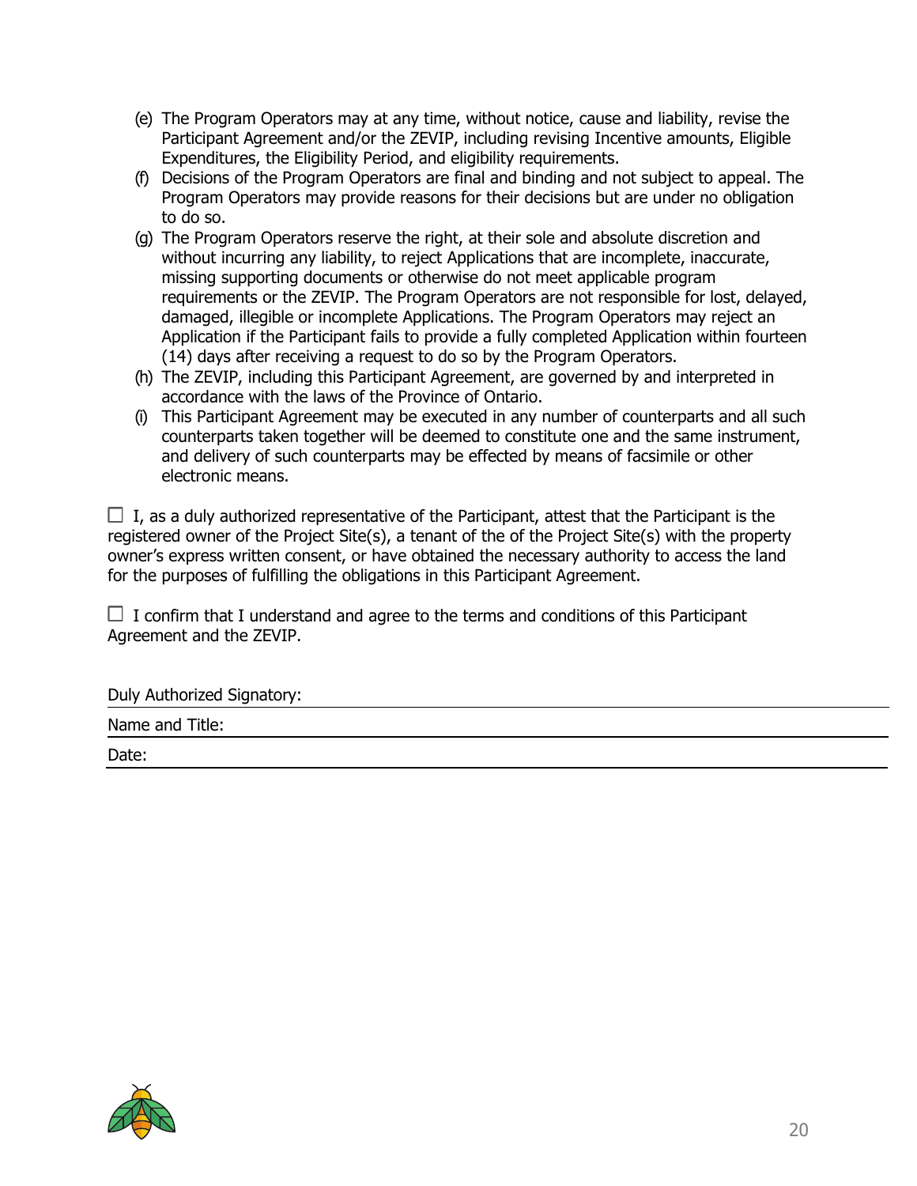(e) The Program Operators may at any time, without notice, cause and liability, revise the Participant Agreement and/or the ZEVIP, including revising Incentive amounts, Eligible Expenditures, the Eligibility Period, and eligibility requirements.

(f) Decisions of the Program Operators are final and binding and not subject to appeal. The Program Operators may provide reasons for their decisions but are under no obligation to do so.

(g) The Program Operators reserve the right, at their sole and absolute discretion and without incurring any liability, to reject Applications that are incomplete, inaccurate, missing supporting documents or otherwise do not meet applicable program requirements or the ZEVIP. The Program Operators are not responsible for lost, delayed, damaged, illegible or incomplete Applications. The Program Operators may reject an Application if the Participant fails to provide a fully completed Application within fourteen (14) days after receiving a request to do so by the Program Operators.

(h) The ZEVIP, including this Participant Agreement, are governed by and interpreted in accordance with the laws of the Province of Ontario.

(i) This Participant Agreement may be executed in any number of counterparts and all such counterparts taken together will be deemed to constitute one and the same instrument, and delivery of such counterparts may be effected by means of facsimile or other electronic means.

☐ I, as a duly authorized representative of the Participant, attest that the Participant is the registered owner of the Project Site(s), a tenant of the of the Project Site(s) with the property owner's express written consent, or have obtained the necessary authority to access the land for the purposes of fulfilling the obligations in this Participant Agreement.

☐ I confirm that I understand and agree to the terms and conditions of this Participant Agreement and the ZEVIP.

Duly Authorized Signatory: ______________________

Name and Title: ______________________

Date: ______________________